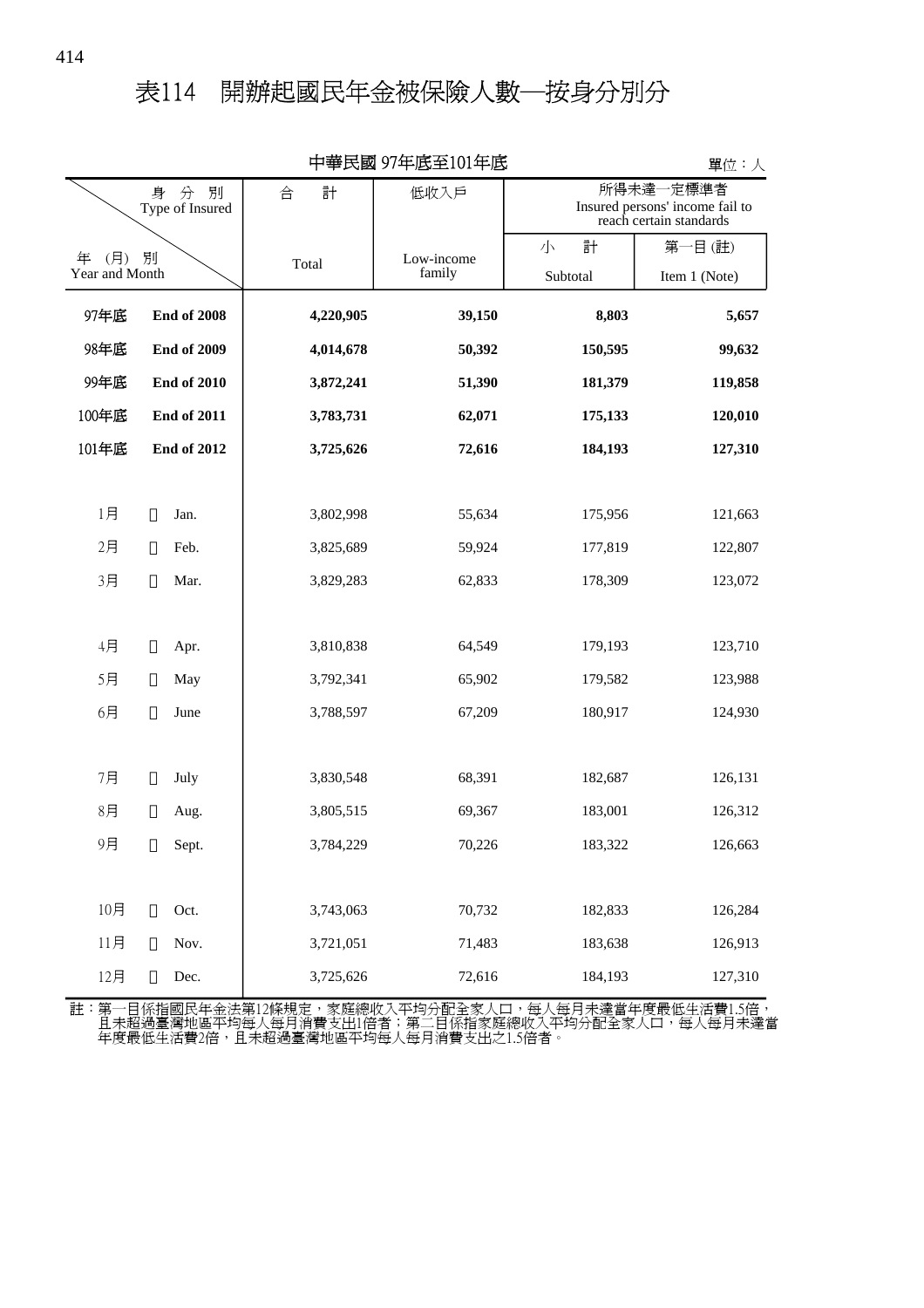# 表114　開辦起國民年金被保險人數—按身分別分

中華民國 97年底至101年底

單位：人

| 年（月）別 Year and Month | | 合計 Total | 低收入戶 Low-income family | 所得未達一定標準者 Insured persons' income fail to reach certain standards | |
|---|---|---|---|---|---|
| | | | | 小計 Subtotal | 第一目 (註) Item 1 (Note) |
| **97年底** | **End of 2008** | **4,220,905** | **39,150** | **8,803** | **5,657** |
| **98年底** | **End of 2009** | **4,014,678** | **50,392** | **150,595** | **99,632** |
| **99年底** | **End of 2010** | **3,872,241** | **51,390** | **181,379** | **119,858** |
| **100年底** | **End of 2011** | **3,783,731** | **62,071** | **175,133** | **120,010** |
| **101年底** | **End of 2012** | **3,725,626** | **72,616** | **184,193** | **127,310** |
| 1月 | Jan. | 3,802,998 | 55,634 | 175,956 | 121,663 |
| 2月 | Feb. | 3,825,689 | 59,924 | 177,819 | 122,807 |
| 3月 | Mar. | 3,829,283 | 62,833 | 178,309 | 123,072 |
| 4月 | Apr. | 3,810,838 | 64,549 | 179,193 | 123,710 |
| 5月 | May | 3,792,341 | 65,902 | 179,582 | 123,988 |
| 6月 | June | 3,788,597 | 67,209 | 180,917 | 124,930 |
| 7月 | July | 3,830,548 | 68,391 | 182,687 | 126,131 |
| 8月 | Aug. | 3,805,515 | 69,367 | 183,001 | 126,312 |
| 9月 | Sept. | 3,784,229 | 70,226 | 183,322 | 126,663 |
| 10月 | Oct. | 3,743,063 | 70,732 | 182,833 | 126,284 |
| 11月 | Nov. | 3,721,051 | 71,483 | 183,638 | 126,913 |
| 12月 | Dec. | 3,725,626 | 72,616 | 184,193 | 127,310 |

註：第一目係指國民年金法第12條規定，家庭總收入平均分配全家人口，每人每月未達當年度最低生活費1.5倍，且未超過臺灣地區平均每人每月消費支出1倍者；第二目係指家庭總收入平均分配全家人口，每人每月未達當年度最低生活費2倍，且未超過臺灣地區平均每人每月消費支出之1.5倍者。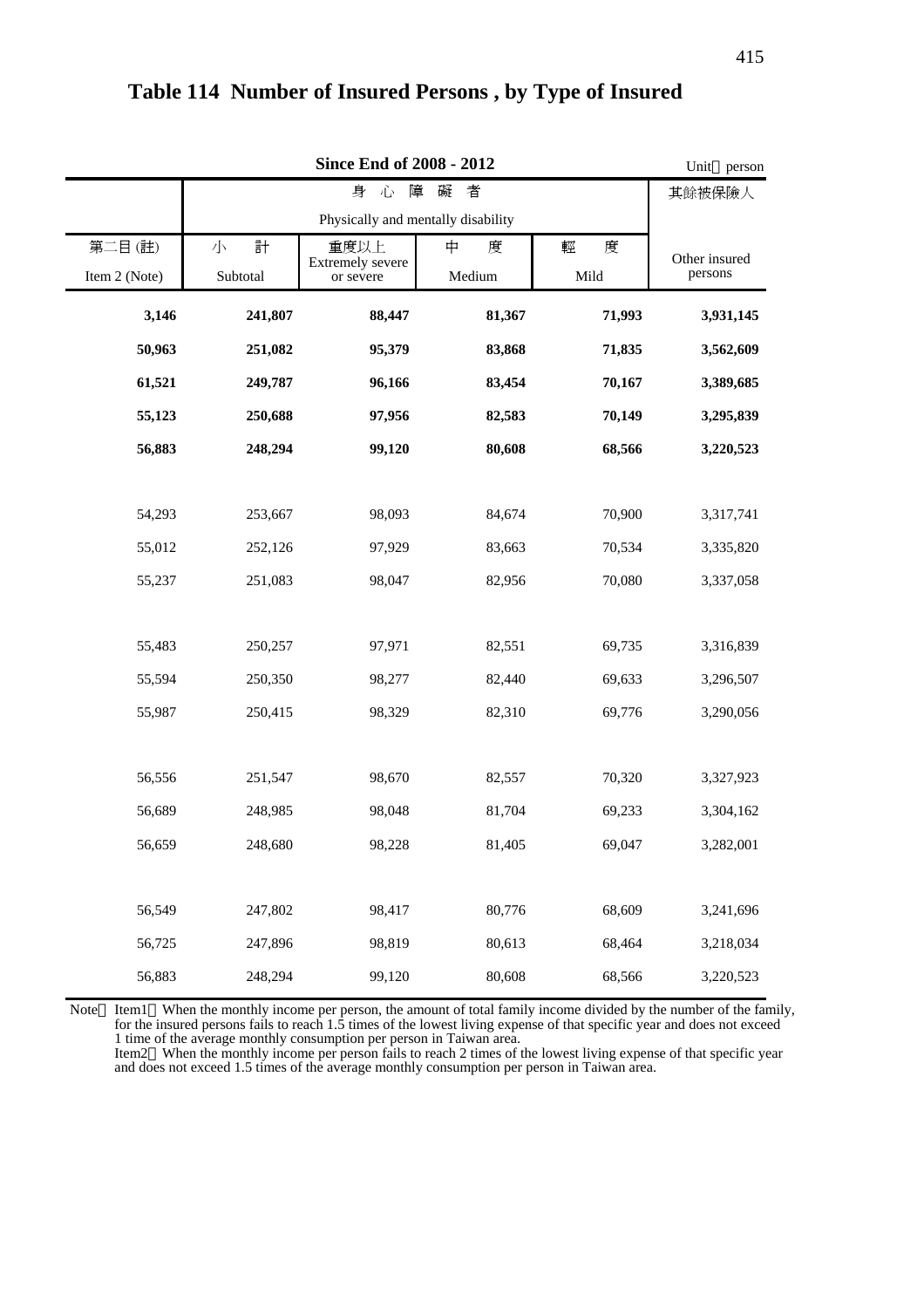# Table 114 Number of Insured Persons , by Type of Insured

**Since End of 2008 - 2012**

Unit：person

| | 身心障礙者 Physically and mentally disability | | | | 其餘被保險人 |
|---|---|---|---|---|---|
| 第二目(註) Item 2 (Note) | 小計 Subtotal | 重度以上 Extremely severe or severe | 中度 Medium | 輕度 Mild | Other insured persons |
| **3,146** | **241,807** | **88,447** | **81,367** | **71,993** | **3,931,145** |
| **50,963** | **251,082** | **95,379** | **83,868** | **71,835** | **3,562,609** |
| **61,521** | **249,787** | **96,166** | **83,454** | **70,167** | **3,389,685** |
| **55,123** | **250,688** | **97,956** | **82,583** | **70,149** | **3,295,839** |
| **56,883** | **248,294** | **99,120** | **80,608** | **68,566** | **3,220,523** |
| | | | | | |
| 54,293 | 253,667 | 98,093 | 84,674 | 70,900 | 3,317,741 |
| 55,012 | 252,126 | 97,929 | 83,663 | 70,534 | 3,335,820 |
| 55,237 | 251,083 | 98,047 | 82,956 | 70,080 | 3,337,058 |
| | | | | | |
| 55,483 | 250,257 | 97,971 | 82,551 | 69,735 | 3,316,839 |
| 55,594 | 250,350 | 98,277 | 82,440 | 69,633 | 3,296,507 |
| 55,987 | 250,415 | 98,329 | 82,310 | 69,776 | 3,290,056 |
| | | | | | |
| 56,556 | 251,547 | 98,670 | 82,557 | 70,320 | 3,327,923 |
| 56,689 | 248,985 | 98,048 | 81,704 | 69,233 | 3,304,162 |
| 56,659 | 248,680 | 98,228 | 81,405 | 69,047 | 3,282,001 |
| | | | | | |
| 56,549 | 247,802 | 98,417 | 80,776 | 68,609 | 3,241,696 |
| 56,725 | 247,896 | 98,819 | 80,613 | 68,464 | 3,218,034 |
| 56,883 | 248,294 | 99,120 | 80,608 | 68,566 | 3,220,523 |

Note：Item1：When the monthly income per person, the amount of total family income divided by the number of the family, for the insured persons fails to reach 1.5 times of the lowest living expense of that specific year and does not exceed 1 time of the average monthly consumption per person in Taiwan area.
Item2：When the monthly income per person fails to reach 2 times of the lowest living expense of that specific year and does not exceed 1.5 times of the average monthly consumption per person in Taiwan area.